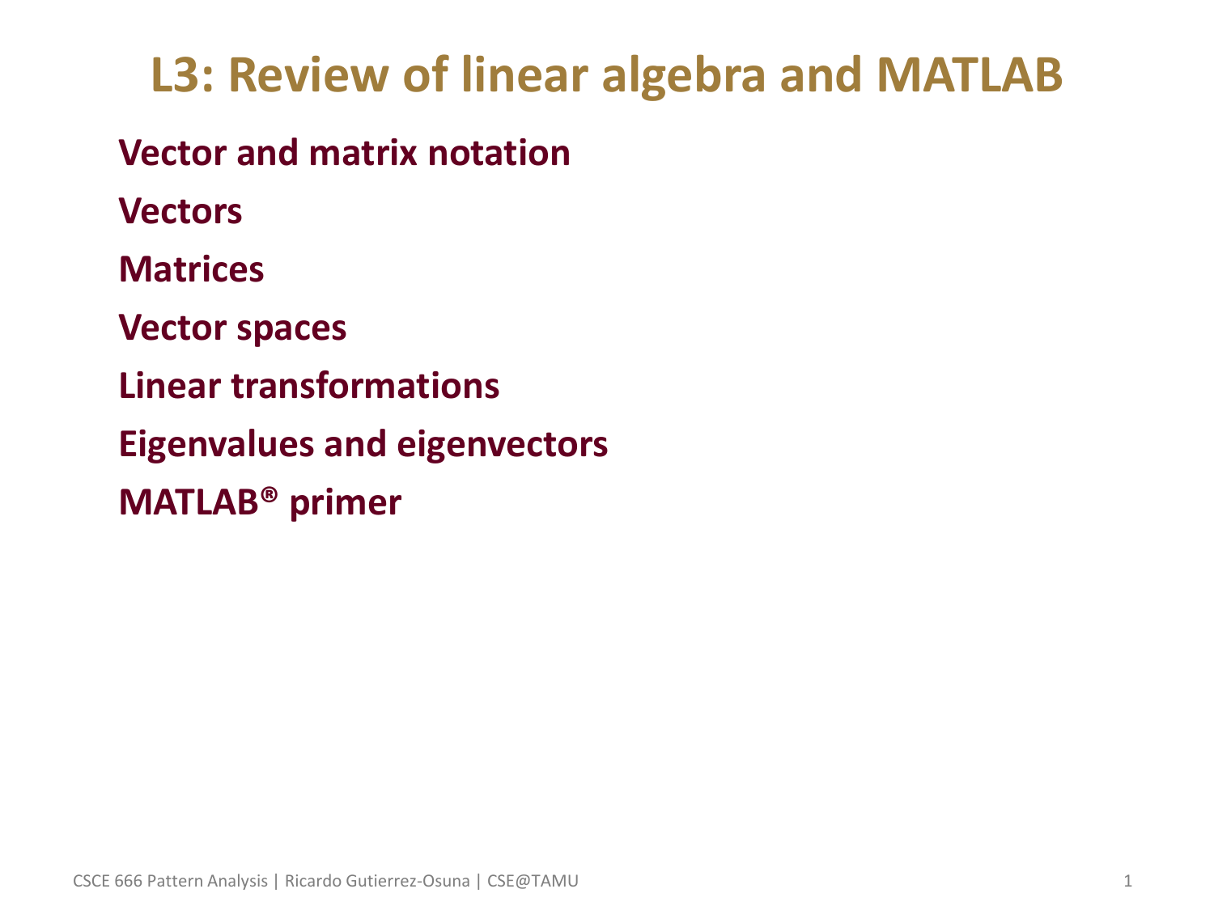# L3: Review of linear algebra and MATLAB

- **Vector and matrix notation**
- **Vectors**
- **Matrices**
- **Vector spaces**
- **Linear transformations**
- **Eigenvalues and eigenvectors**
- **MATLAB® primer**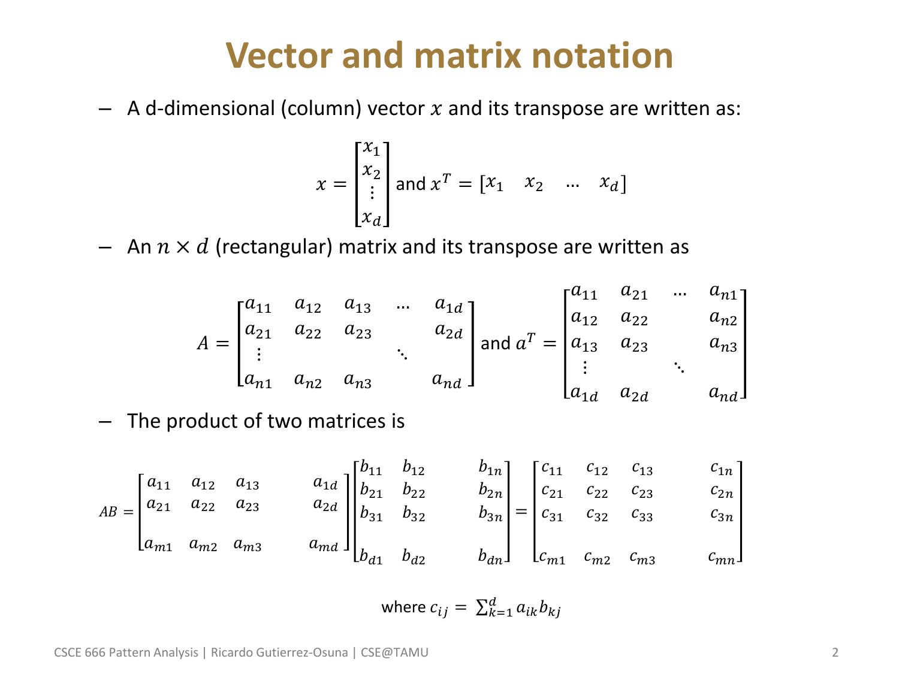# Vector and matrix notation

- A d-dimensional (column) vector $x$ and its transpose are written as:

$$x = \begin{bmatrix} x_1 \\ x_2 \\ \vdots \\ x_d \end{bmatrix} \text{ and } x^T = \begin{bmatrix} x_1 & x_2 & \dots & x_d \end{bmatrix}$$

- An $n \times d$ (rectangular) matrix and its transpose are written as

$$A = \begin{bmatrix} a_{11} & a_{12} & a_{13} & \dots & a_{1d} \\ a_{21} & a_{22} & a_{23} & & a_{2d} \\ \vdots & & & \ddots & \\ a_{n1} & a_{n2} & a_{n3} & & a_{nd} \end{bmatrix} \text{ and } a^T = \begin{bmatrix} a_{11} & a_{21} & \dots & a_{n1} \\ a_{12} & a_{22} & & a_{n2} \\ a_{13} & a_{23} & & a_{n3} \\ \vdots & & \ddots & \\ a_{1d} & a_{2d} & & a_{nd} \end{bmatrix}$$

- The product of two matrices is

$$AB = \begin{bmatrix} a_{11} & a_{12} & a_{13} & & a_{1d} \\ a_{21} & a_{22} & a_{23} & & a_{2d} \\ & & & & \\ a_{m1} & a_{m2} & a_{m3} & & a_{md} \end{bmatrix} \begin{bmatrix} b_{11} & b_{12} & & b_{1n} \\ b_{21} & b_{22} & & b_{2n} \\ b_{31} & b_{32} & & b_{3n} \\ & & & \\ b_{d1} & b_{d2} & & b_{dn} \end{bmatrix} = \begin{bmatrix} c_{11} & c_{12} & c_{13} & & c_{1n} \\ c_{21} & c_{22} & c_{23} & & c_{2n} \\ c_{31} & c_{32} & c_{33} & & c_{3n} \\ & & & & \\ c_{m1} & c_{m2} & c_{m3} & & c_{mn} \end{bmatrix}$$

where $c_{ij} = \sum_{k=1}^{d} a_{ik} b_{kj}$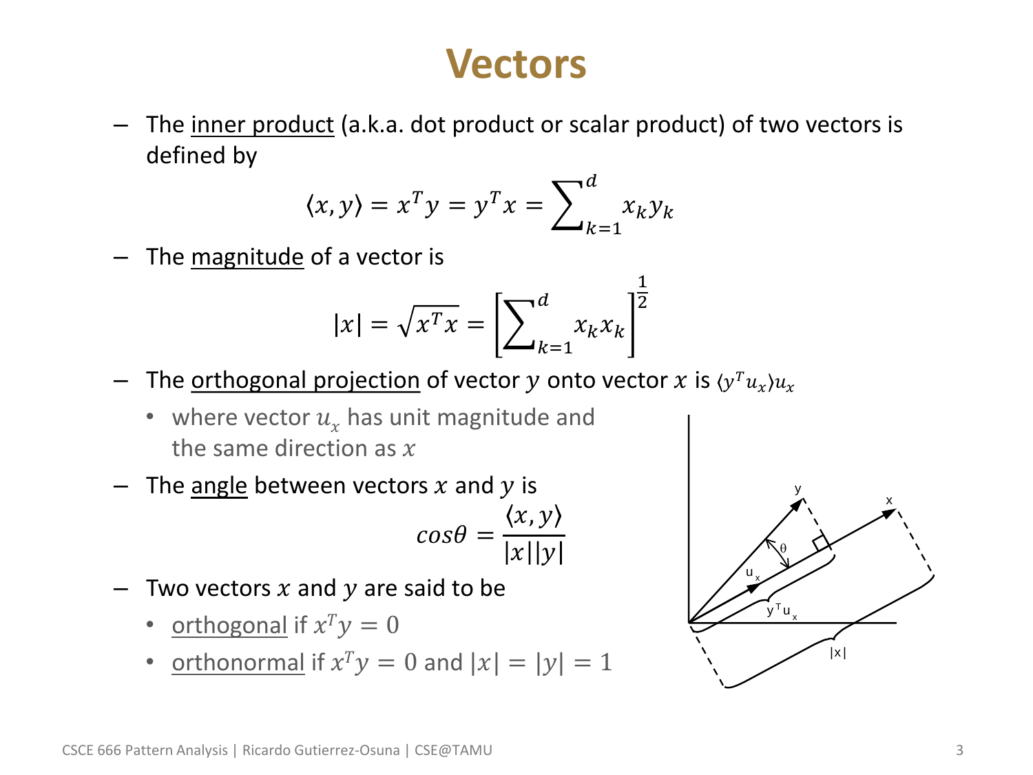# Vectors

- The inner product (a.k.a. dot product or scalar product) of two vectors is defined by

$$\langle x, y \rangle = x^T y = y^T x = \sum_{k=1}^{d} x_k y_k$$

- The magnitude of a vector is

$$|x| = \sqrt{x^T x} = \left[ \sum_{k=1}^{d} x_k x_k \right]^{\frac{1}{2}}$$

- The orthogonal projection of vector $y$ onto vector $x$ is $\langle y^T u_x \rangle u_x$
  - where vector $u_x$ has unit magnitude and the same direction as $x$
- The angle between vectors $x$ and $y$ is

$$cos\theta = \frac{\langle x, y \rangle}{|x||y|}$$

- Two vectors $x$ and $y$ are said to be
  - orthogonal if $x^T y = 0$
  - orthonormal if $x^T y = 0$ and $|x| = |y| = 1$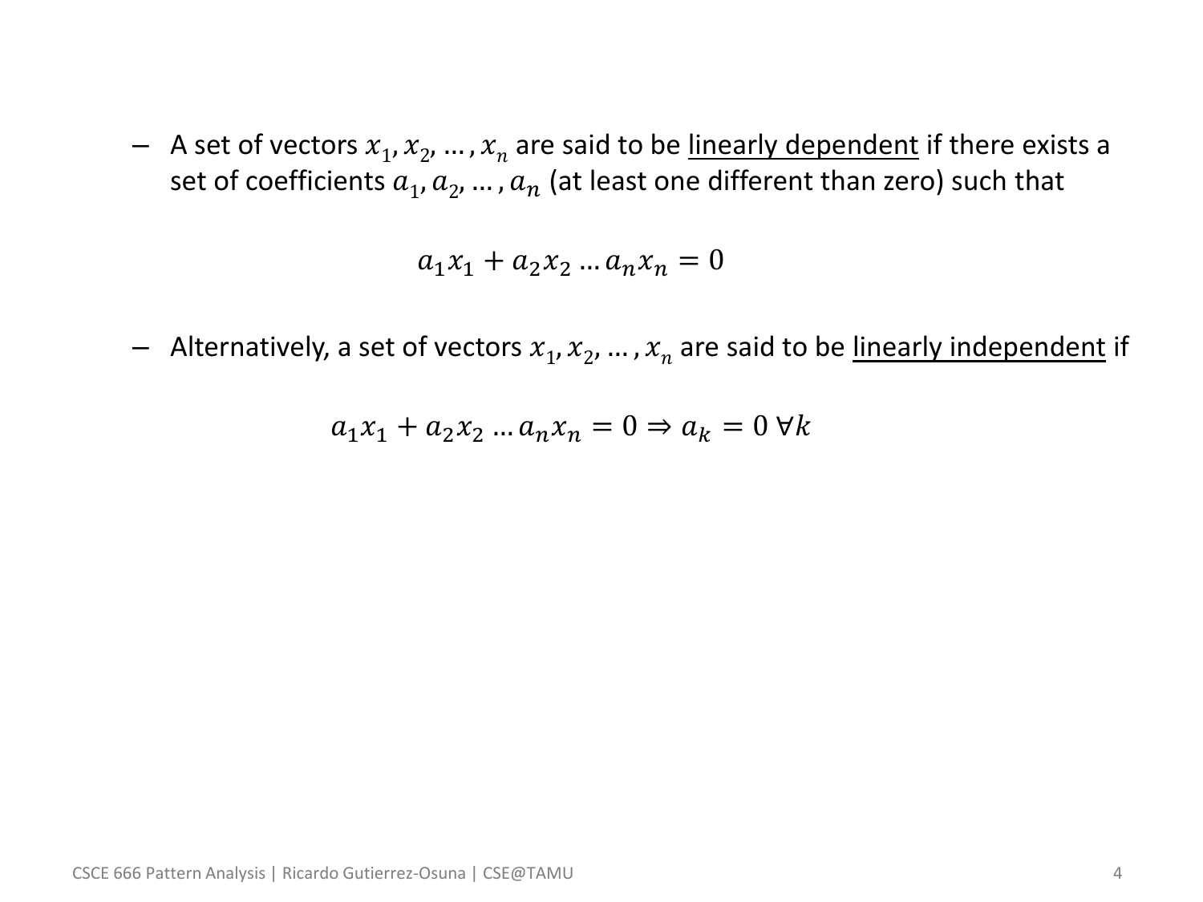- A set of vectors $x_1, x_2, \dots, x_n$ are said to be linearly dependent if there exists a set of coefficients $a_1, a_2, \dots, a_n$ (at least one different than zero) such that

$$a_1 x_1 + a_2 x_2 \dots a_n x_n = 0$$

- Alternatively, a set of vectors $x_1, x_2, \dots, x_n$ are said to be linearly independent if

$$a_1 x_1 + a_2 x_2 \dots a_n x_n = 0 \Rightarrow a_k = 0 \ \forall k$$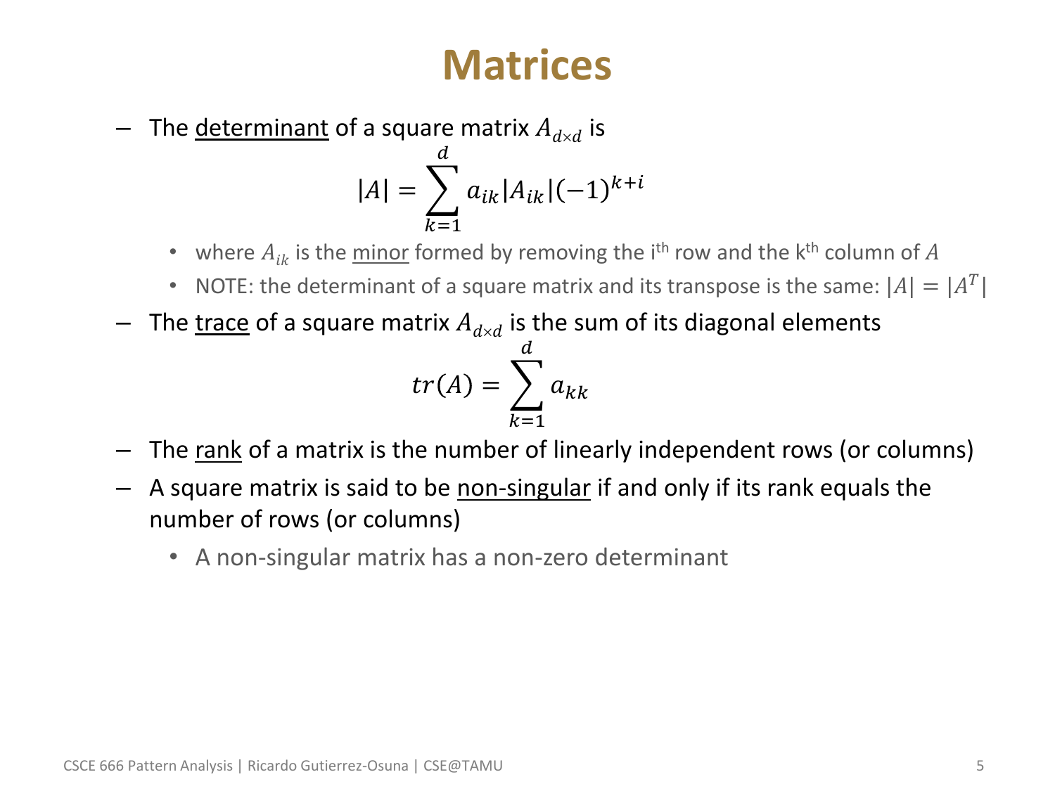# Matrices

- The <u>determinant</u> of a square matrix $A_{d \times d}$ is

$$|A| = \sum_{k=1}^{d} a_{ik} |A_{ik}| (-1)^{k+i}$$

  - where $A_{ik}$ is the <u>minor</u> formed by removing the i$^{th}$ row and the k$^{th}$ column of $A$
  - NOTE: the determinant of a square matrix and its transpose is the same: $|A| = |A^T|$

- The <u>trace</u> of a square matrix $A_{d \times d}$ is the sum of its diagonal elements

$$tr(A) = \sum_{k=1}^{d} a_{kk}$$

- The <u>rank</u> of a matrix is the number of linearly independent rows (or columns)
- A square matrix is said to be <u>non-singular</u> if and only if its rank equals the number of rows (or columns)
  - A non-singular matrix has a non-zero determinant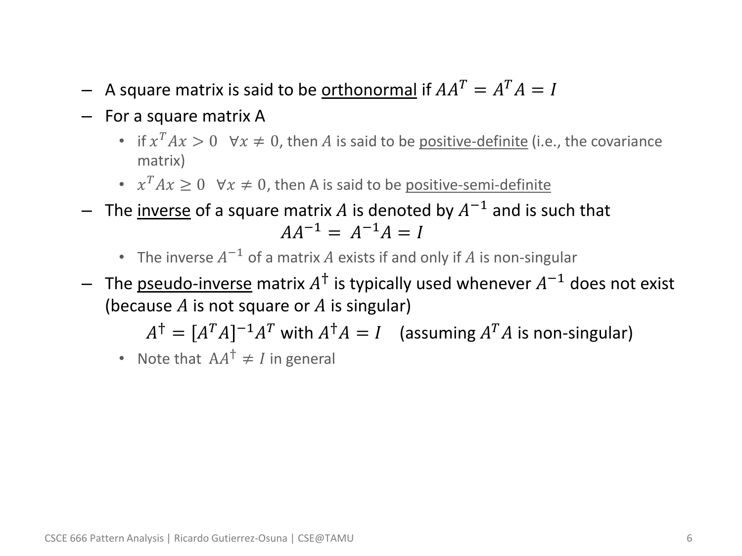- A square matrix is said to be orthonormal if $AA^T = A^T A = I$
- For a square matrix A
  - if $x^T Ax > 0 \quad \forall x \neq 0$, then $A$ is said to be positive-definite (i.e., the covariance matrix)
  - $x^T Ax \geq 0 \quad \forall x \neq 0$, then A is said to be positive-semi-definite
- The inverse of a square matrix $A$ is denoted by $A^{-1}$ and is such that

$$AA^{-1} = A^{-1}A = I$$

  - The inverse $A^{-1}$ of a matrix $A$ exists if and only if $A$ is non-singular
- The pseudo-inverse matrix $A^{\dagger}$ is typically used whenever $A^{-1}$ does not exist (because $A$ is not square or $A$ is singular)

$$A^{\dagger} = [A^T A]^{-1} A^T \text{ with } A^{\dagger} A = I \quad \text{(assuming } A^T A \text{ is non-singular)}$$

  - Note that $AA^{\dagger} \neq I$ in general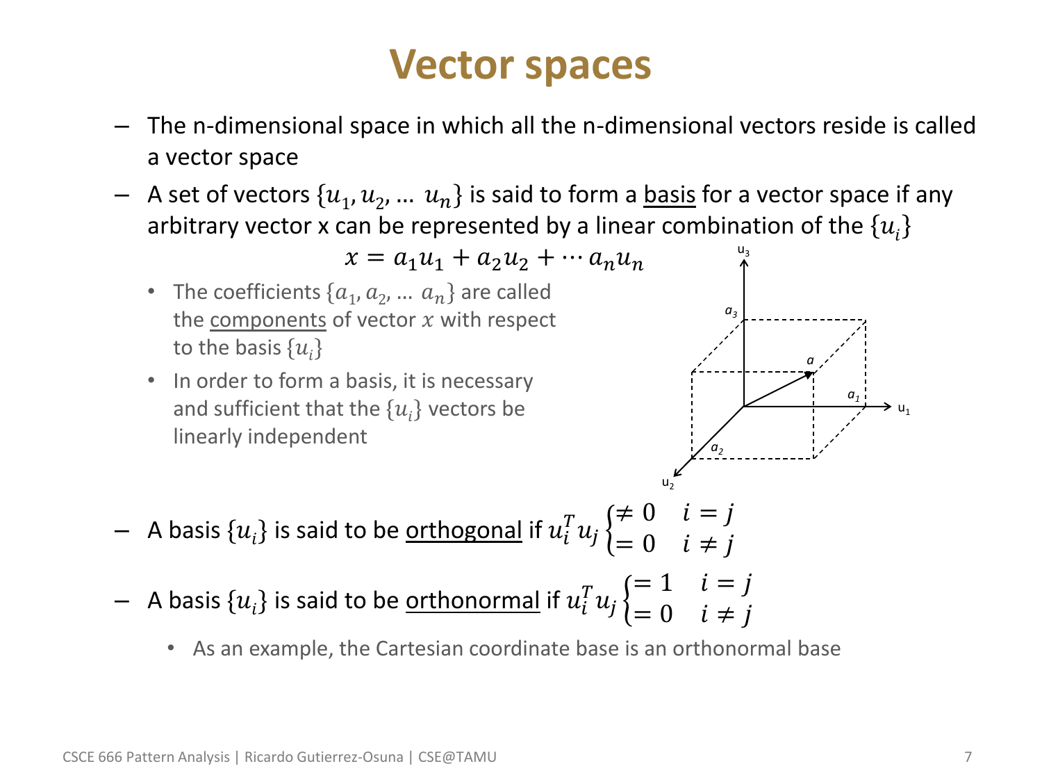# Vector spaces

- The n-dimensional space in which all the n-dimensional vectors reside is called a vector space
- A set of vectors $\{u_1, u_2, \dots u_n\}$ is said to form a basis for a vector space if any arbitrary vector x can be represented by a linear combination of the $\{u_i\}$

$$x = a_1 u_1 + a_2 u_2 + \cdots a_n u_n$$

  - The coefficients $\{a_1, a_2, \dots a_n\}$ are called the components of vector $x$ with respect to the basis $\{u_i\}$
  - In order to form a basis, it is necessary and sufficient that the $\{u_i\}$ vectors be linearly independent

- A basis $\{u_i\}$ is said to be orthogonal if $u_i^T u_j \begin{cases} \neq 0 & i = j \\ = 0 & i \neq j \end{cases}$
- A basis $\{u_i\}$ is said to be orthonormal if $u_i^T u_j \begin{cases} = 1 & i = j \\ = 0 & i \neq j \end{cases}$
  - As an example, the Cartesian coordinate base is an orthonormal base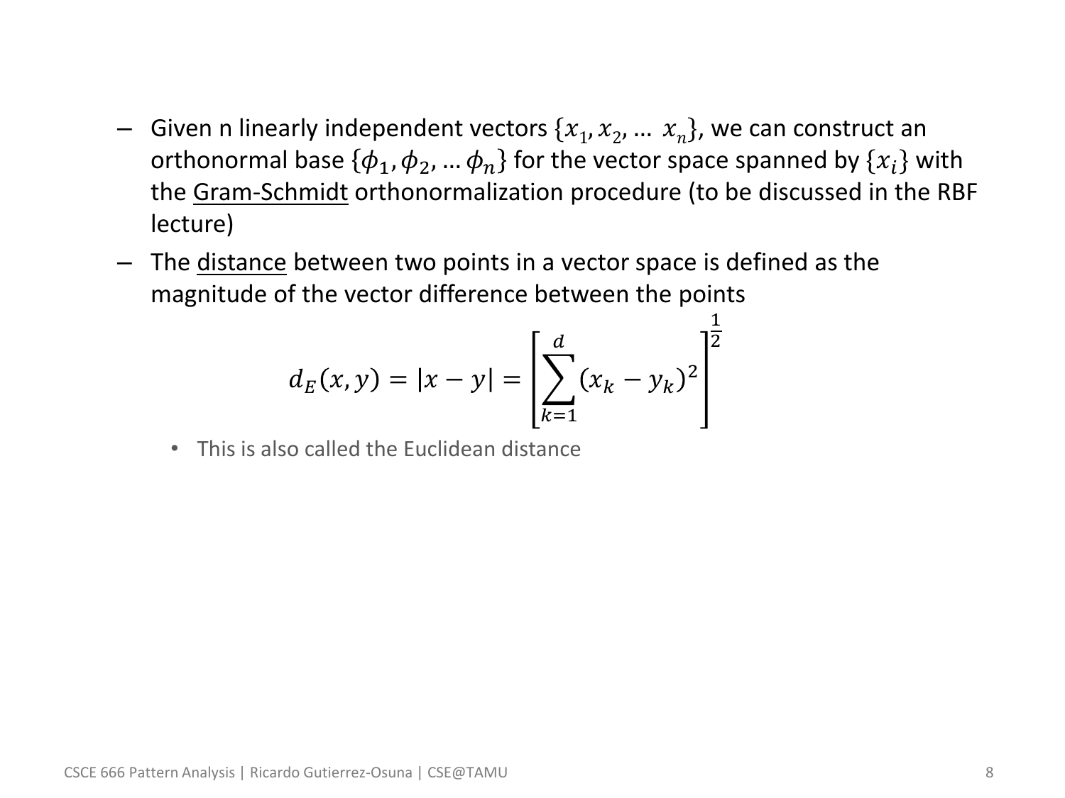- Given n linearly independent vectors $\{x_1, x_2, \ldots\ x_n\}$, we can construct an orthonormal base $\{\phi_1, \phi_2, \ldots \phi_n\}$ for the vector space spanned by $\{x_i\}$ with the Gram-Schmidt orthonormalization procedure (to be discussed in the RBF lecture)
- The distance between two points in a vector space is defined as the magnitude of the vector difference between the points

$$d_E(x, y) = |x - y| = \left[\sum_{k=1}^{d} (x_k - y_k)^2\right]^{\frac{1}{2}}$$

  - This is also called the Euclidean distance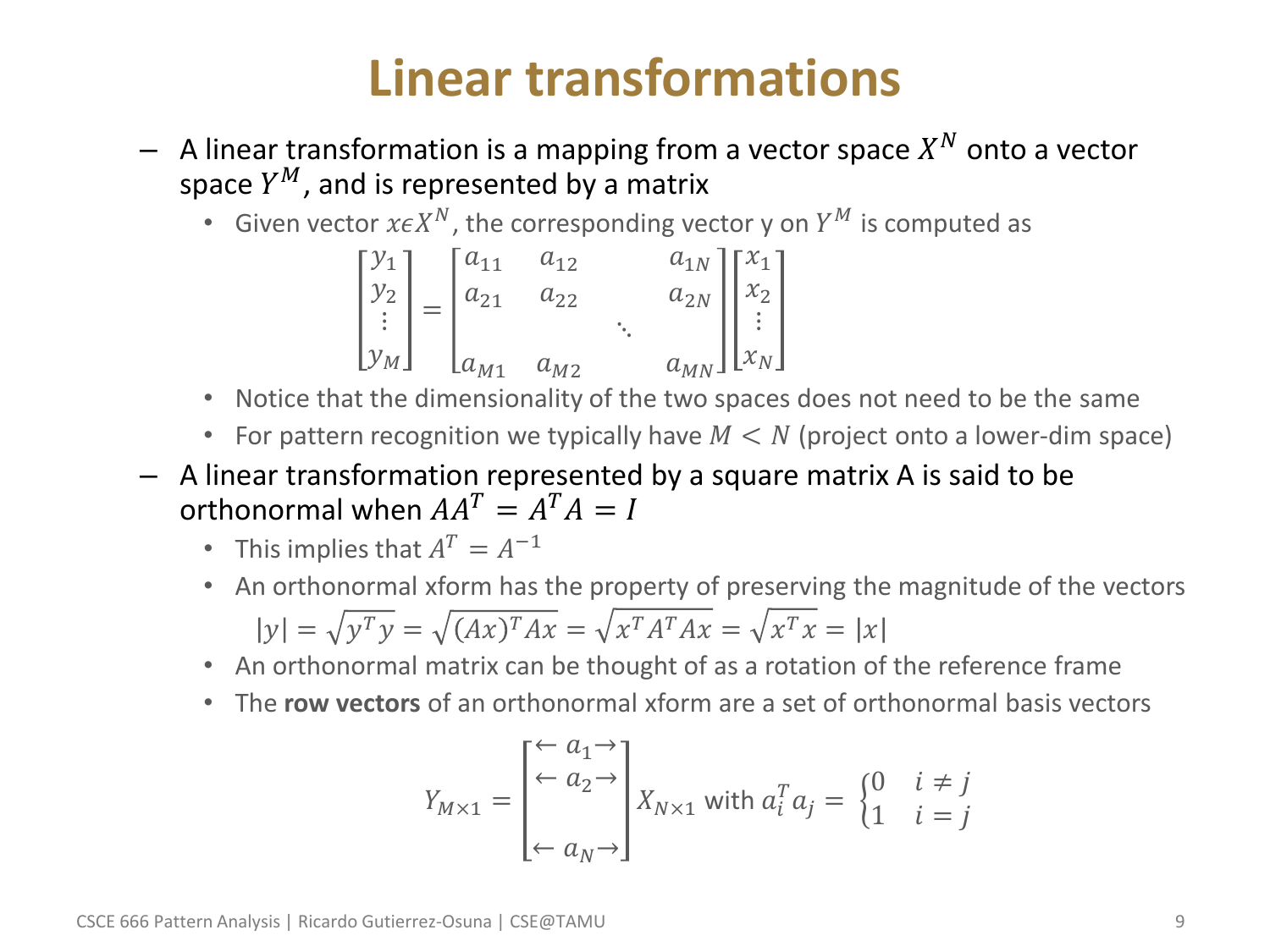# Linear transformations

- A linear transformation is a mapping from a vector space $X^N$ onto a vector space $Y^M$, and is represented by a matrix
  - Given vector $x \epsilon X^N$, the corresponding vector y on $Y^M$ is computed as

$$\begin{bmatrix} y_1 \\ y_2 \\ \vdots \\ y_M \end{bmatrix} = \begin{bmatrix} a_{11} & a_{12} & & a_{1N} \\ a_{21} & a_{22} & & a_{2N} \\ & & \ddots & \\ a_{M1} & a_{M2} & & a_{MN} \end{bmatrix} \begin{bmatrix} x_1 \\ x_2 \\ \vdots \\ x_N \end{bmatrix}$$

  - Notice that the dimensionality of the two spaces does not need to be the same
  - For pattern recognition we typically have $M < N$ (project onto a lower-dim space)
- A linear transformation represented by a square matrix A is said to be orthonormal when $AA^T = A^T A = I$
  - This implies that $A^T = A^{-1}$
  - An orthonormal xform has the property of preserving the magnitude of the vectors

$$|y| = \sqrt{y^T y} = \sqrt{(Ax)^T Ax} = \sqrt{x^T A^T Ax} = \sqrt{x^T x} = |x|$$

  - An orthonormal matrix can be thought of as a rotation of the reference frame
  - The **row vectors** of an orthonormal xform are a set of orthonormal basis vectors

$$Y_{M \times 1} = \begin{bmatrix} \leftarrow a_1 \rightarrow \\ \leftarrow a_2 \rightarrow \\ \\ \leftarrow a_N \rightarrow \end{bmatrix} X_{N \times 1} \text{ with } a_i^T a_j = \begin{cases} 0 & i \neq j \\ 1 & i = j \end{cases}$$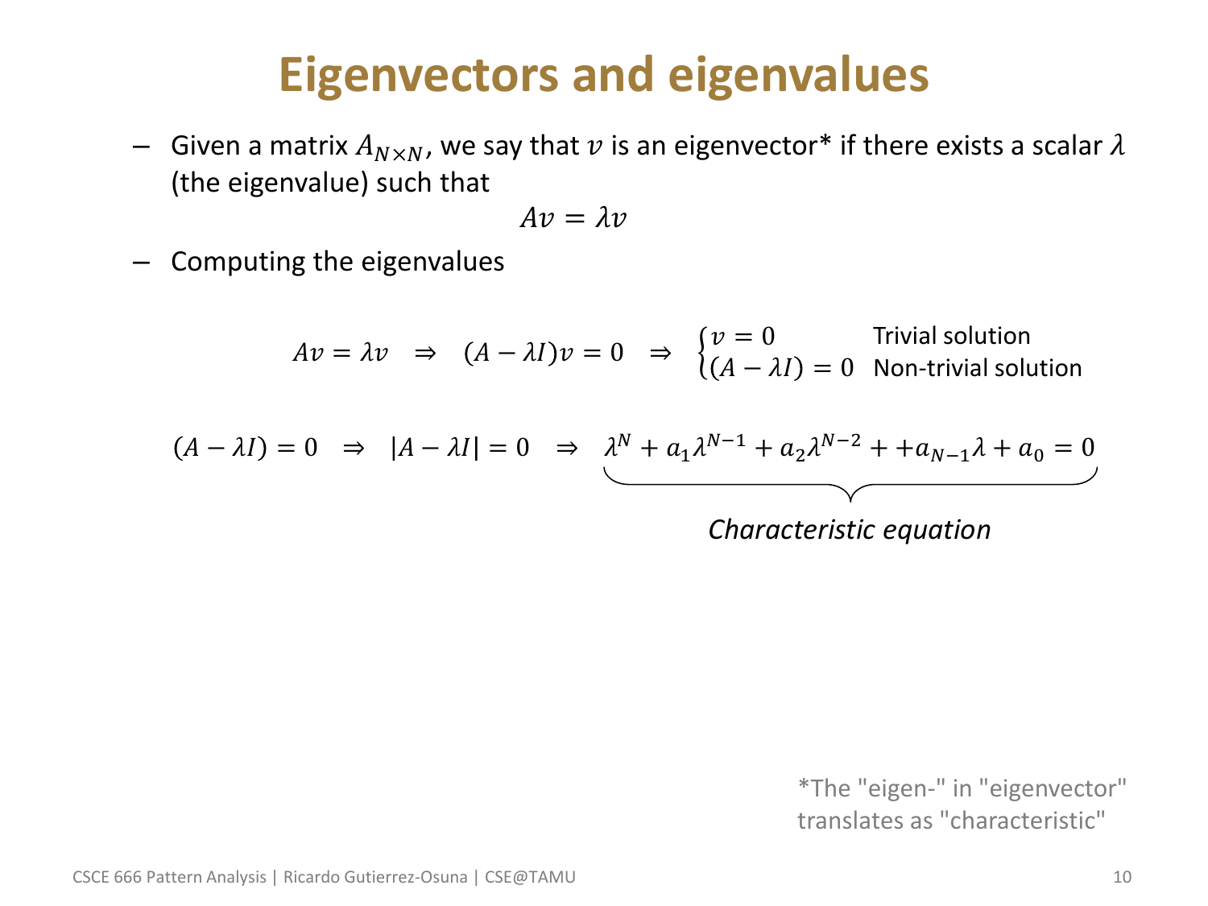# Eigenvectors and eigenvalues

- Given a matrix $A_{N \times N}$, we say that $v$ is an eigenvector* if there exists a scalar $\lambda$ (the eigenvalue) such that

$$Av = \lambda v$$

- Computing the eigenvalues

$$Av = \lambda v \;\Rightarrow\; (A - \lambda I)v = 0 \;\Rightarrow\; \begin{cases} v = 0 & \text{Trivial solution} \\ (A - \lambda I) = 0 & \text{Non-trivial solution} \end{cases}$$

$$(A - \lambda I) = 0 \;\Rightarrow\; |A - \lambda I| = 0 \;\Rightarrow\; \underbrace{\lambda^N + a_1 \lambda^{N-1} + a_2 \lambda^{N-2} + + a_{N-1}\lambda + a_0 = 0}_{\textit{Characteristic equation}}$$

*The "eigen-" in "eigenvector" translates as "characteristic"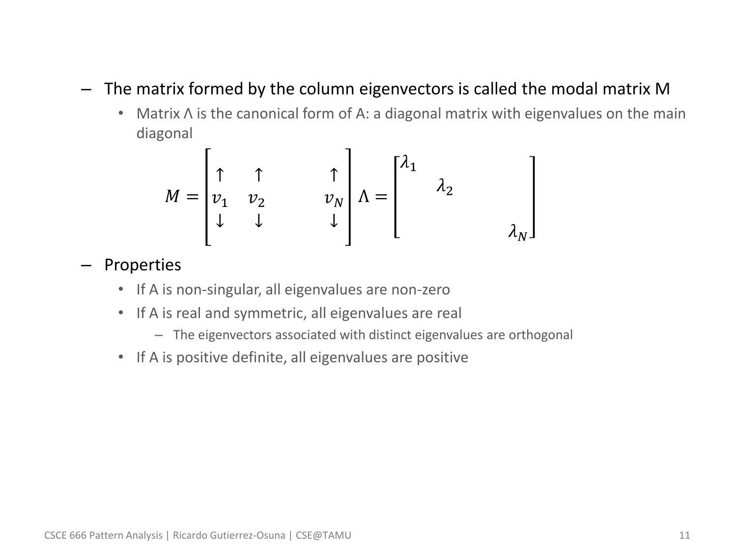- The matrix formed by the column eigenvectors is called the modal matrix M
  - Matrix Λ is the canonical form of A: a diagonal matrix with eigenvalues on the main diagonal

$$M = \begin{bmatrix} \uparrow & \uparrow & & \uparrow \\ v_1 & v_2 & & v_N \\ \downarrow & \downarrow & & \downarrow \end{bmatrix} \quad \Lambda = \begin{bmatrix} \lambda_1 & & & \\ & \lambda_2 & & \\ & & \ddots & \\ & & & \lambda_N \end{bmatrix}$$

- Properties
  - If A is non-singular, all eigenvalues are non-zero
  - If A is real and symmetric, all eigenvalues are real
    - The eigenvectors associated with distinct eigenvalues are orthogonal
  - If A is positive definite, all eigenvalues are positive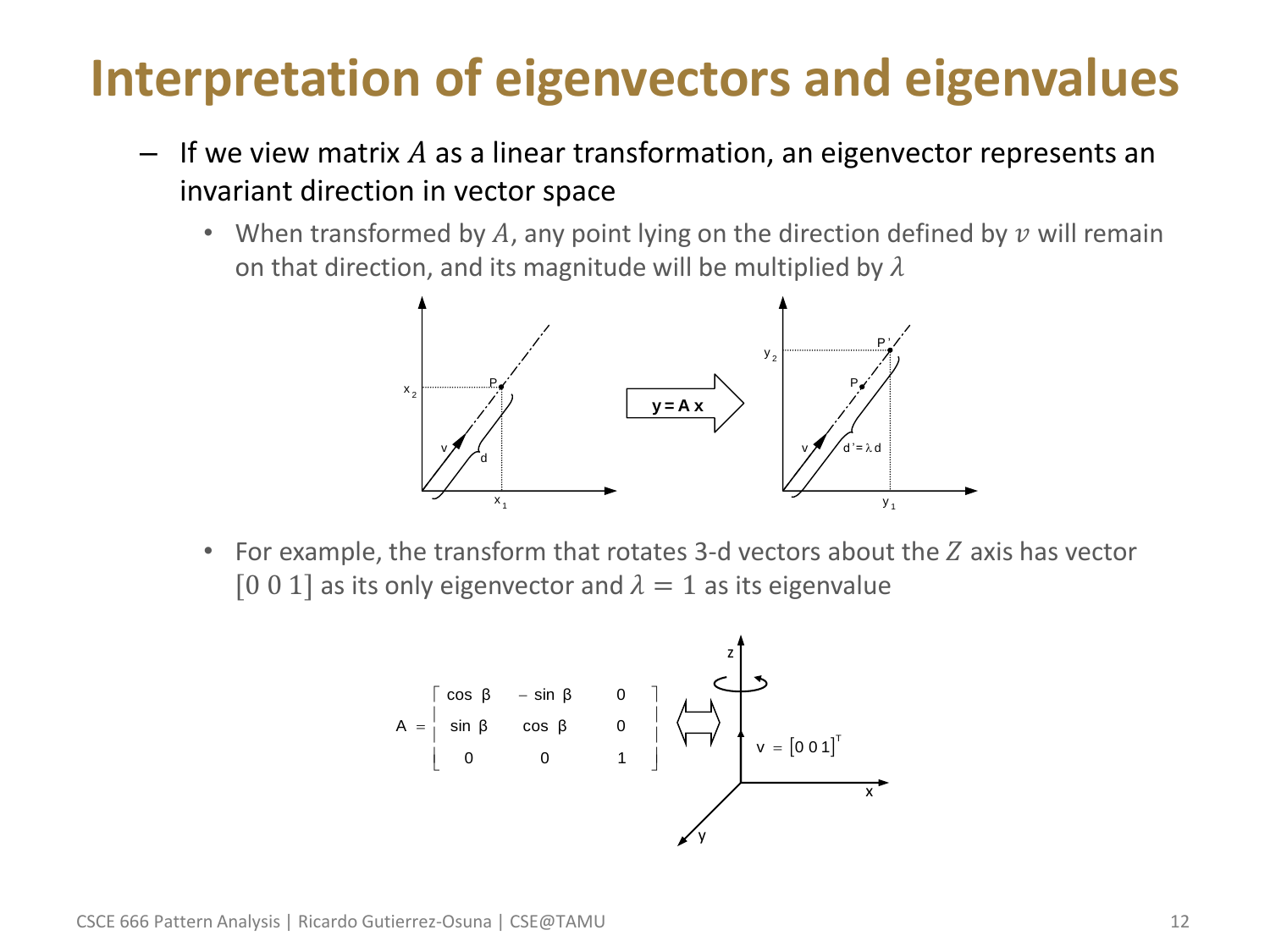# Interpretation of eigenvectors and eigenvalues

- If we view matrix $A$ as a linear transformation, an eigenvector represents an invariant direction in vector space
  - When transformed by $A$, any point lying on the direction defined by $v$ will remain on that direction, and its magnitude will be multiplied by $\lambda$
  - For example, the transform that rotates 3-d vectors about the $Z$ axis has vector $[0\ 0\ 1]$ as its only eigenvector and $\lambda = 1$ as its eigenvalue

$$A = \begin{bmatrix} \cos\beta & -\sin\beta & 0 \\ \sin\beta & \cos\beta & 0 \\ 0 & 0 & 1 \end{bmatrix} \Longleftrightarrow v = [0\ 0\ 1]^T$$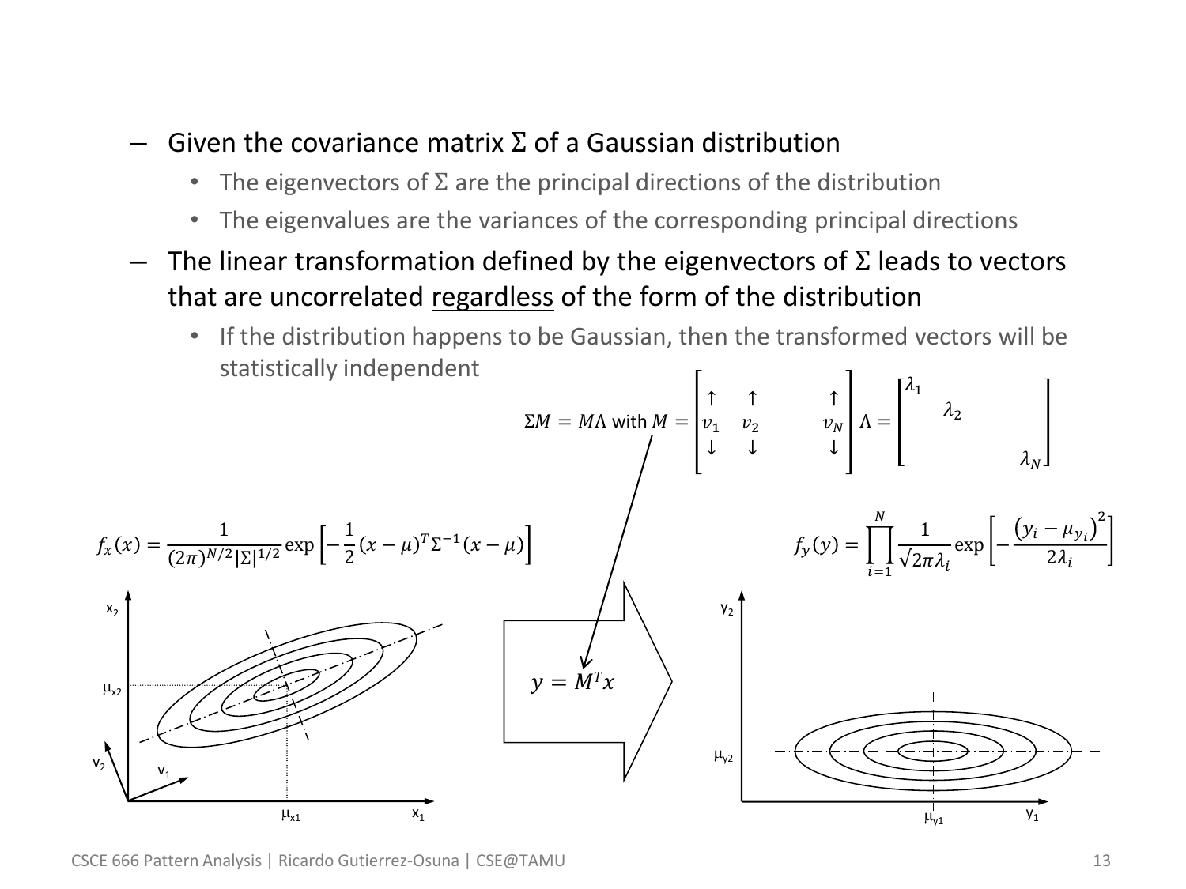- Given the covariance matrix Σ of a Gaussian distribution
  - The eigenvectors of Σ are the principal directions of the distribution
  - The eigenvalues are the variances of the corresponding principal directions
- The linear transformation defined by the eigenvectors of Σ leads to vectors that are uncorrelated regardless of the form of the distribution
  - If the distribution happens to be Gaussian, then the transformed vectors will be statistically independent

$$\Sigma M = M\Lambda \text{ with } M = \begin{bmatrix} \uparrow & \uparrow & & \uparrow \\ v_1 & v_2 & & v_N \\ \downarrow & \downarrow & & \downarrow \end{bmatrix} \quad \Lambda = \begin{bmatrix} \lambda_1 & & & \\ & \lambda_2 & & \\ & & & \\ & & & \lambda_N \end{bmatrix}$$

$$f_x(x) = \frac{1}{(2\pi)^{N/2}|\Sigma|^{1/2}} \exp\left[-\frac{1}{2}(x-\mu)^T \Sigma^{-1} (x-\mu)\right]$$

$$y = M^T x$$

$$f_y(y) = \prod_{i=1}^{N} \frac{1}{\sqrt{2\pi\lambda_i}} \exp\left[-\frac{\left(y_i - \mu_{y_i}\right)^2}{2\lambda_i}\right]$$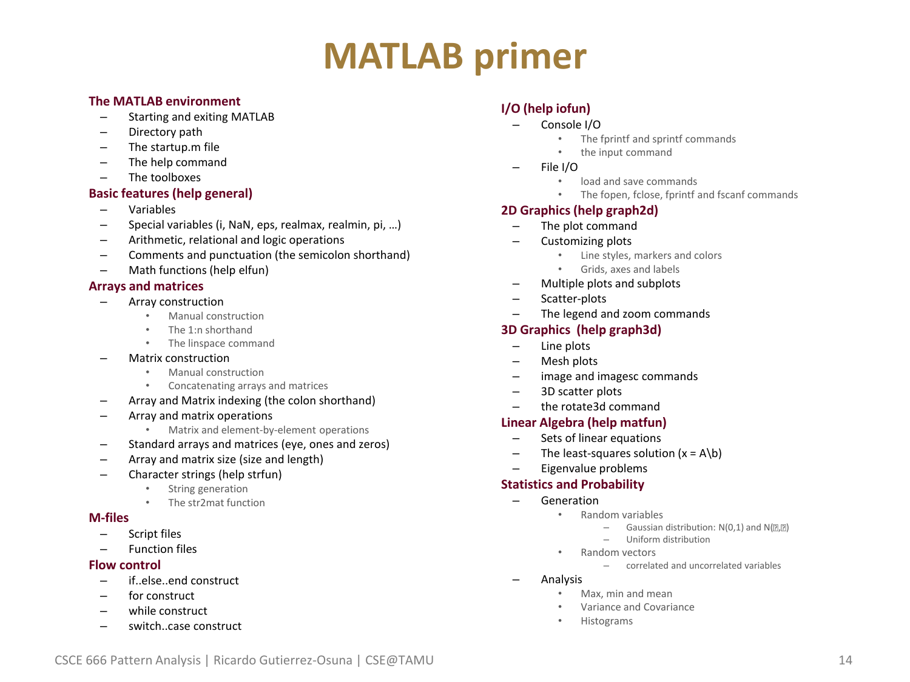# MATLAB primer

### The MATLAB environment

- Starting and exiting MATLAB
- Directory path
- The startup.m file
- The help command
- The toolboxes

### Basic features (help general)

- Variables
- Special variables (i, NaN, eps, realmax, realmin, pi, …)
- Arithmetic, relational and logic operations
- Comments and punctuation (the semicolon shorthand)
- Math functions (help elfun)

### Arrays and matrices

- Array construction
  - Manual construction
  - The 1:n shorthand
  - The linspace command
- Matrix construction
  - Manual construction
  - Concatenating arrays and matrices
- Array and Matrix indexing (the colon shorthand)
- Array and matrix operations
  - Matrix and element-by-element operations
- Standard arrays and matrices (eye, ones and zeros)
- Array and matrix size (size and length)
- Character strings (help strfun)
  - String generation
  - The str2mat function

### M-files

- Script files
- Function files

### Flow control

- if..else..end construct
- for construct
- while construct
- switch..case construct

### I/O (help iofun)

- Console I/O
  - The fprintf and sprintf commands
  - the input command
- File I/O
  - load and save commands
  - The fopen, fclose, fprintf and fscanf commands

### 2D Graphics (help graph2d)

- The plot command
- Customizing plots
  - Line styles, markers and colors
  - Grids, axes and labels
- Multiple plots and subplots
- Scatter-plots
- The legend and zoom commands

### 3D Graphics (help graph3d)

- Line plots
- Mesh plots
- image and imagesc commands
- 3D scatter plots
- the rotate3d command

### Linear Algebra (help matfun)

- Sets of linear equations
- The least-squares solution (x = A\b)
- Eigenvalue problems

### Statistics and Probability

- Generation
  - Random variables
    - Gaussian distribution: N(0,1) and N(,)
    - Uniform distribution
  - Random vectors
    - correlated and uncorrelated variables
- Analysis
  - Max, min and mean
  - Variance and Covariance
  - Histograms